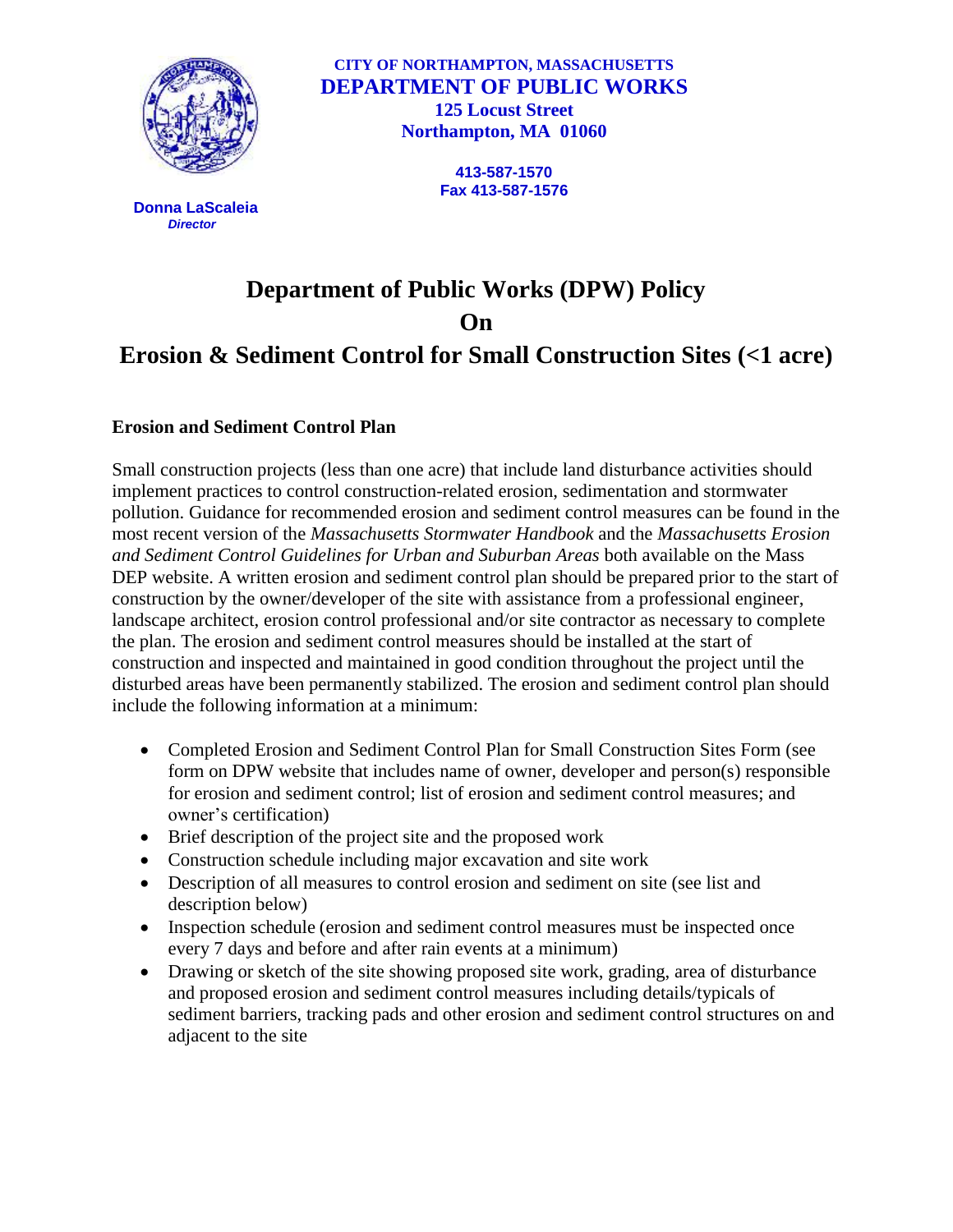CITY OF NORTHAMPTON, MASSACHUSETTS
**DEPARTMENT OF PUBLIC WORKS**
125 Locust Street
Northampton, MA 01060

413-587-1570
Fax 413-587-1576

**Donna LaScaleia**
*Director*

# Department of Public Works (DPW) Policy On Erosion & Sediment Control for Small Construction Sites (<1 acre)

## Erosion and Sediment Control Plan

Small construction projects (less than one acre) that include land disturbance activities should implement practices to control construction-related erosion, sedimentation and stormwater pollution. Guidance for recommended erosion and sediment control measures can be found in the most recent version of the *Massachusetts Stormwater Handbook* and the *Massachusetts Erosion and Sediment Control Guidelines for Urban and Suburban Areas* both available on the Mass DEP website. A written erosion and sediment control plan should be prepared prior to the start of construction by the owner/developer of the site with assistance from a professional engineer, landscape architect, erosion control professional and/or site contractor as necessary to complete the plan. The erosion and sediment control measures should be installed at the start of construction and inspected and maintained in good condition throughout the project until the disturbed areas have been permanently stabilized. The erosion and sediment control plan should include the following information at a minimum:

- Completed Erosion and Sediment Control Plan for Small Construction Sites Form (see form on DPW website that includes name of owner, developer and person(s) responsible for erosion and sediment control; list of erosion and sediment control measures; and owner's certification)
- Brief description of the project site and the proposed work
- Construction schedule including major excavation and site work
- Description of all measures to control erosion and sediment on site (see list and description below)
- Inspection schedule (erosion and sediment control measures must be inspected once every 7 days and before and after rain events at a minimum)
- Drawing or sketch of the site showing proposed site work, grading, area of disturbance and proposed erosion and sediment control measures including details/typicals of sediment barriers, tracking pads and other erosion and sediment control structures on and adjacent to the site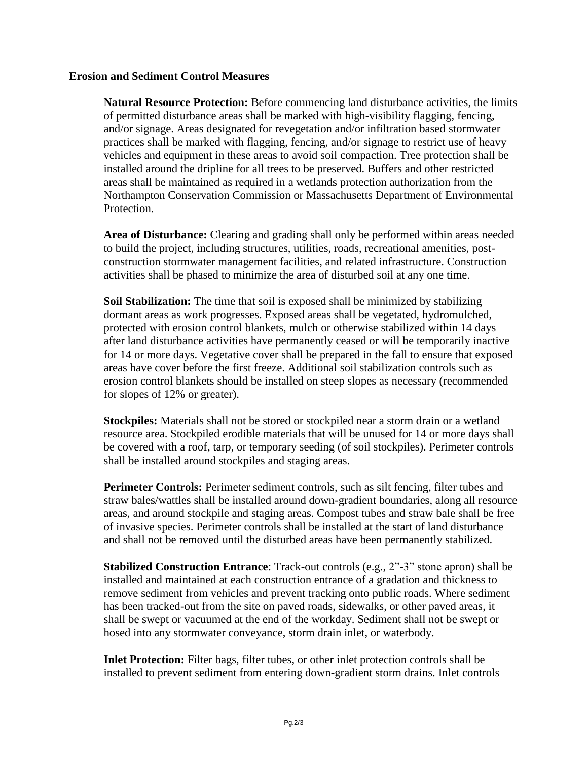## Erosion and Sediment Control Measures

**Natural Resource Protection:** Before commencing land disturbance activities, the limits of permitted disturbance areas shall be marked with high-visibility flagging, fencing, and/or signage. Areas designated for revegetation and/or infiltration based stormwater practices shall be marked with flagging, fencing, and/or signage to restrict use of heavy vehicles and equipment in these areas to avoid soil compaction. Tree protection shall be installed around the dripline for all trees to be preserved. Buffers and other restricted areas shall be maintained as required in a wetlands protection authorization from the Northampton Conservation Commission or Massachusetts Department of Environmental Protection.

**Area of Disturbance:** Clearing and grading shall only be performed within areas needed to build the project, including structures, utilities, roads, recreational amenities, post-construction stormwater management facilities, and related infrastructure. Construction activities shall be phased to minimize the area of disturbed soil at any one time.

**Soil Stabilization:** The time that soil is exposed shall be minimized by stabilizing dormant areas as work progresses. Exposed areas shall be vegetated, hydromulched, protected with erosion control blankets, mulch or otherwise stabilized within 14 days after land disturbance activities have permanently ceased or will be temporarily inactive for 14 or more days. Vegetative cover shall be prepared in the fall to ensure that exposed areas have cover before the first freeze. Additional soil stabilization controls such as erosion control blankets should be installed on steep slopes as necessary (recommended for slopes of 12% or greater).

**Stockpiles:** Materials shall not be stored or stockpiled near a storm drain or a wetland resource area. Stockpiled erodible materials that will be unused for 14 or more days shall be covered with a roof, tarp, or temporary seeding (of soil stockpiles). Perimeter controls shall be installed around stockpiles and staging areas.

**Perimeter Controls:** Perimeter sediment controls, such as silt fencing, filter tubes and straw bales/wattles shall be installed around down-gradient boundaries, along all resource areas, and around stockpile and staging areas. Compost tubes and straw bale shall be free of invasive species. Perimeter controls shall be installed at the start of land disturbance and shall not be removed until the disturbed areas have been permanently stabilized.

**Stabilized Construction Entrance**: Track-out controls (e.g., 2"-3" stone apron) shall be installed and maintained at each construction entrance of a gradation and thickness to remove sediment from vehicles and prevent tracking onto public roads. Where sediment has been tracked-out from the site on paved roads, sidewalks, or other paved areas, it shall be swept or vacuumed at the end of the workday. Sediment shall not be swept or hosed into any stormwater conveyance, storm drain inlet, or waterbody.

**Inlet Protection:** Filter bags, filter tubes, or other inlet protection controls shall be installed to prevent sediment from entering down-gradient storm drains. Inlet controls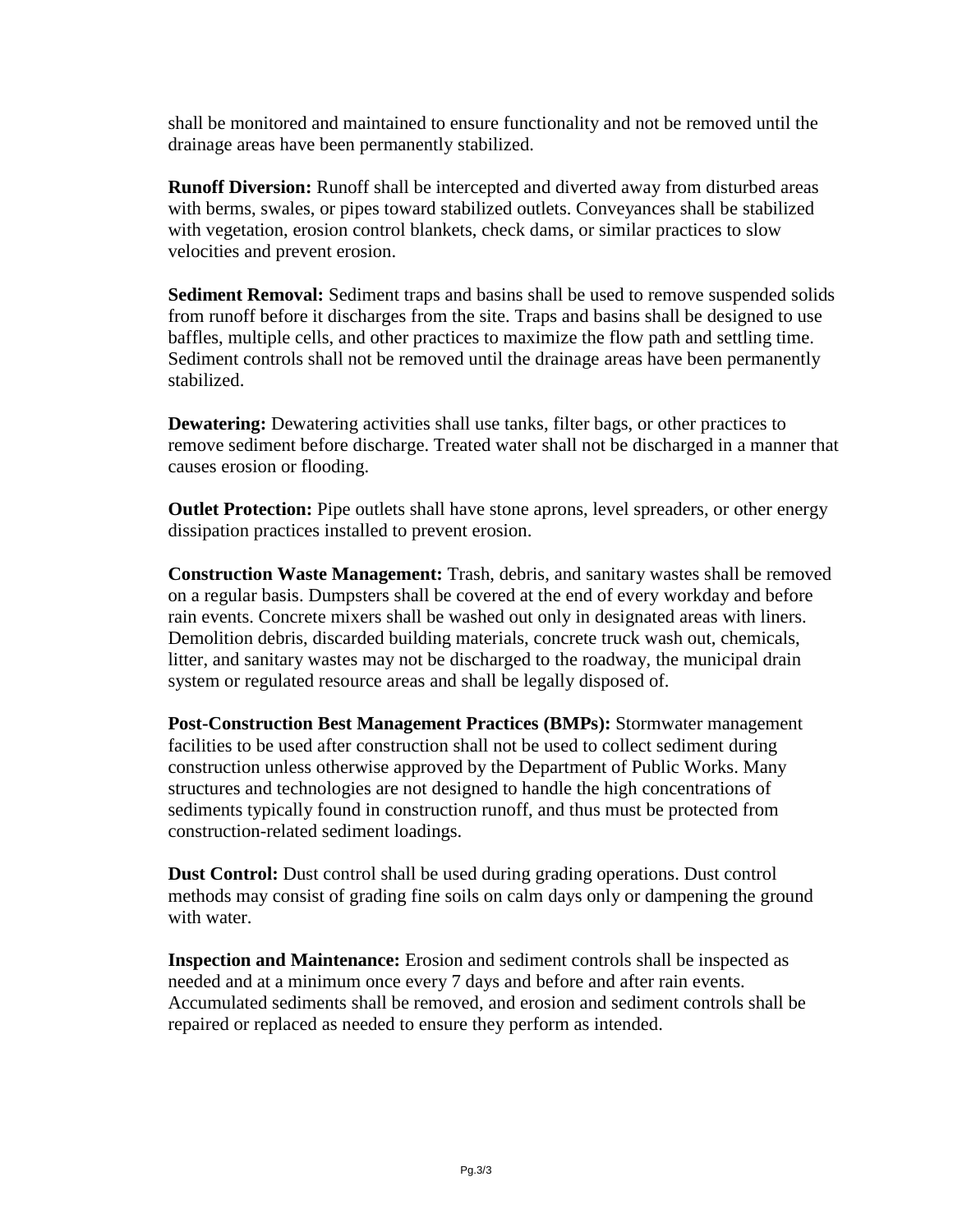shall be monitored and maintained to ensure functionality and not be removed until the drainage areas have been permanently stabilized.

**Runoff Diversion:** Runoff shall be intercepted and diverted away from disturbed areas with berms, swales, or pipes toward stabilized outlets. Conveyances shall be stabilized with vegetation, erosion control blankets, check dams, or similar practices to slow velocities and prevent erosion.

**Sediment Removal:** Sediment traps and basins shall be used to remove suspended solids from runoff before it discharges from the site. Traps and basins shall be designed to use baffles, multiple cells, and other practices to maximize the flow path and settling time. Sediment controls shall not be removed until the drainage areas have been permanently stabilized.

**Dewatering:** Dewatering activities shall use tanks, filter bags, or other practices to remove sediment before discharge. Treated water shall not be discharged in a manner that causes erosion or flooding.

**Outlet Protection:** Pipe outlets shall have stone aprons, level spreaders, or other energy dissipation practices installed to prevent erosion.

**Construction Waste Management:** Trash, debris, and sanitary wastes shall be removed on a regular basis. Dumpsters shall be covered at the end of every workday and before rain events. Concrete mixers shall be washed out only in designated areas with liners. Demolition debris, discarded building materials, concrete truck wash out, chemicals, litter, and sanitary wastes may not be discharged to the roadway, the municipal drain system or regulated resource areas and shall be legally disposed of.

**Post-Construction Best Management Practices (BMPs):** Stormwater management facilities to be used after construction shall not be used to collect sediment during construction unless otherwise approved by the Department of Public Works. Many structures and technologies are not designed to handle the high concentrations of sediments typically found in construction runoff, and thus must be protected from construction-related sediment loadings.

**Dust Control:** Dust control shall be used during grading operations. Dust control methods may consist of grading fine soils on calm days only or dampening the ground with water.

**Inspection and Maintenance:** Erosion and sediment controls shall be inspected as needed and at a minimum once every 7 days and before and after rain events. Accumulated sediments shall be removed, and erosion and sediment controls shall be repaired or replaced as needed to ensure they perform as intended.